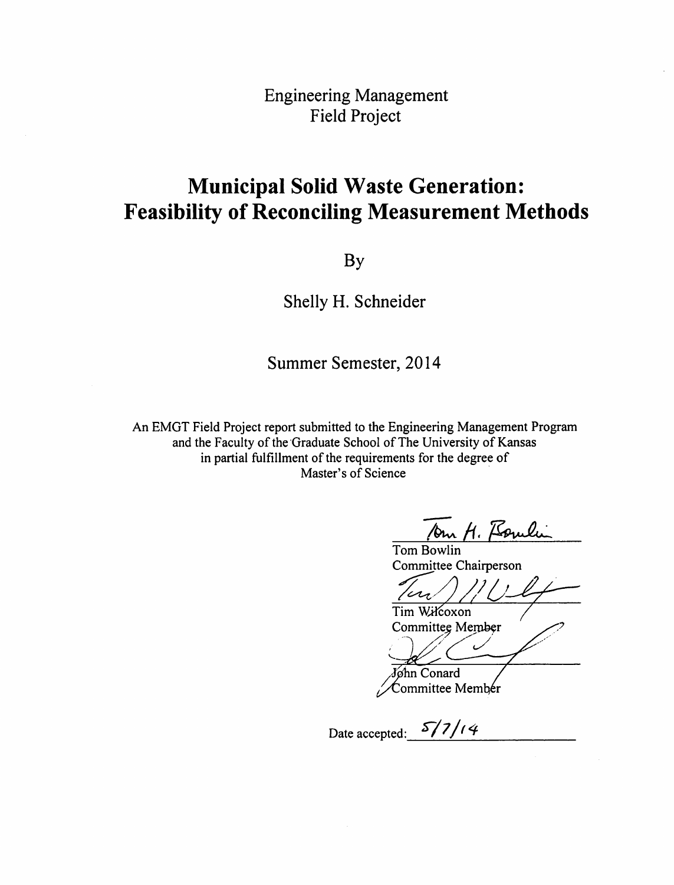Engineering Management
Field Project

# Municipal Solid Waste Generation: Feasibility of Reconciling Measurement Methods

By

Shelly H. Schneider

Summer Semester, 2014

An EMGT Field Project report submitted to the Engineering Management Program and the Faculty of the Graduate School of The University of Kansas in partial fulfillment of the requirements for the degree of Master's of Science

Tom Bowlin
Committee Chairperson

Tim Wilcoxon
Committee Member

John Conard
Committee Member

Date accepted: 5/7/14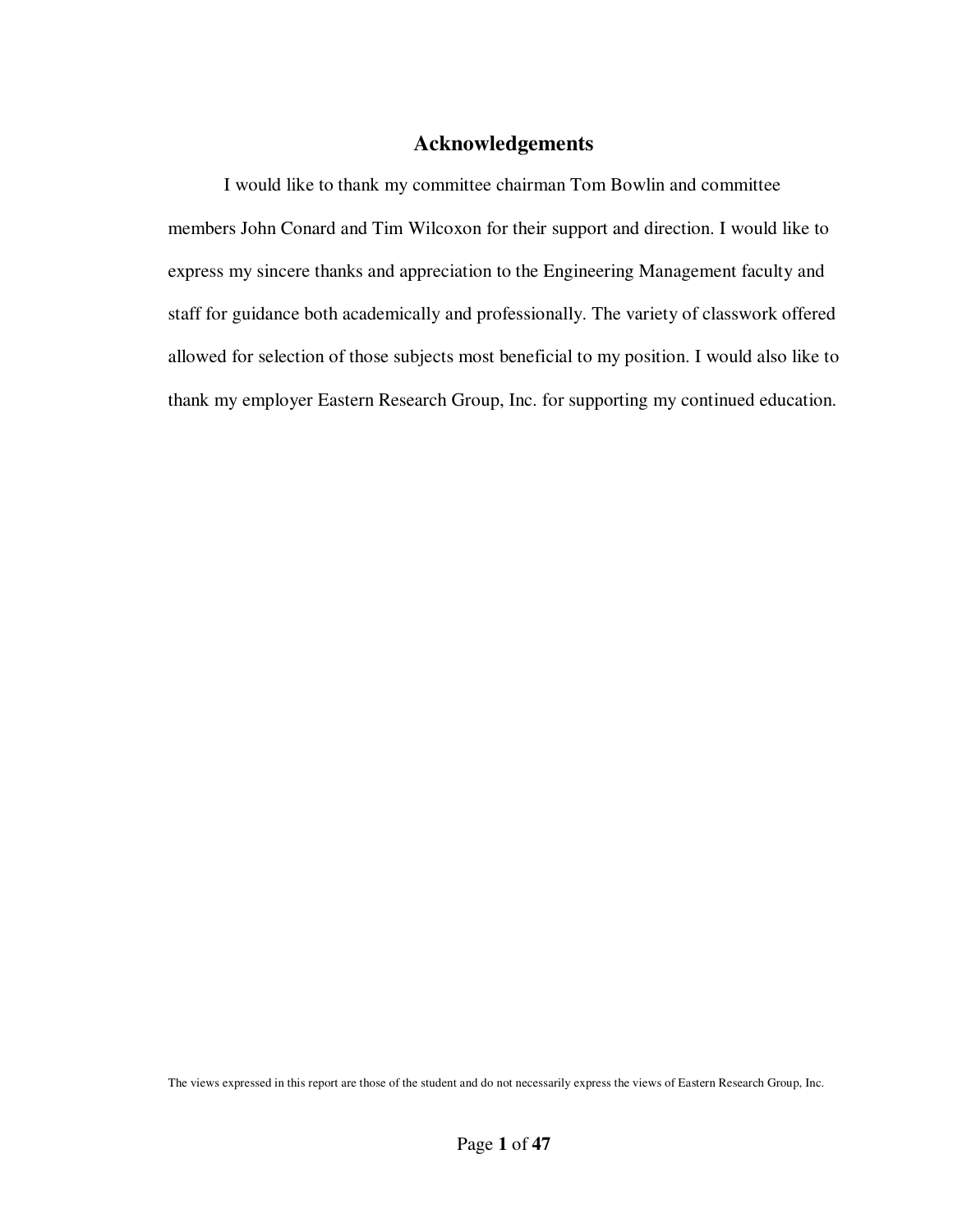# Acknowledgements

I would like to thank my committee chairman Tom Bowlin and committee members John Conard and Tim Wilcoxon for their support and direction. I would like to express my sincere thanks and appreciation to the Engineering Management faculty and staff for guidance both academically and professionally. The variety of classwork offered allowed for selection of those subjects most beneficial to my position. I would also like to thank my employer Eastern Research Group, Inc. for supporting my continued education.

The views expressed in this report are those of the student and do not necessarily express the views of Eastern Research Group, Inc.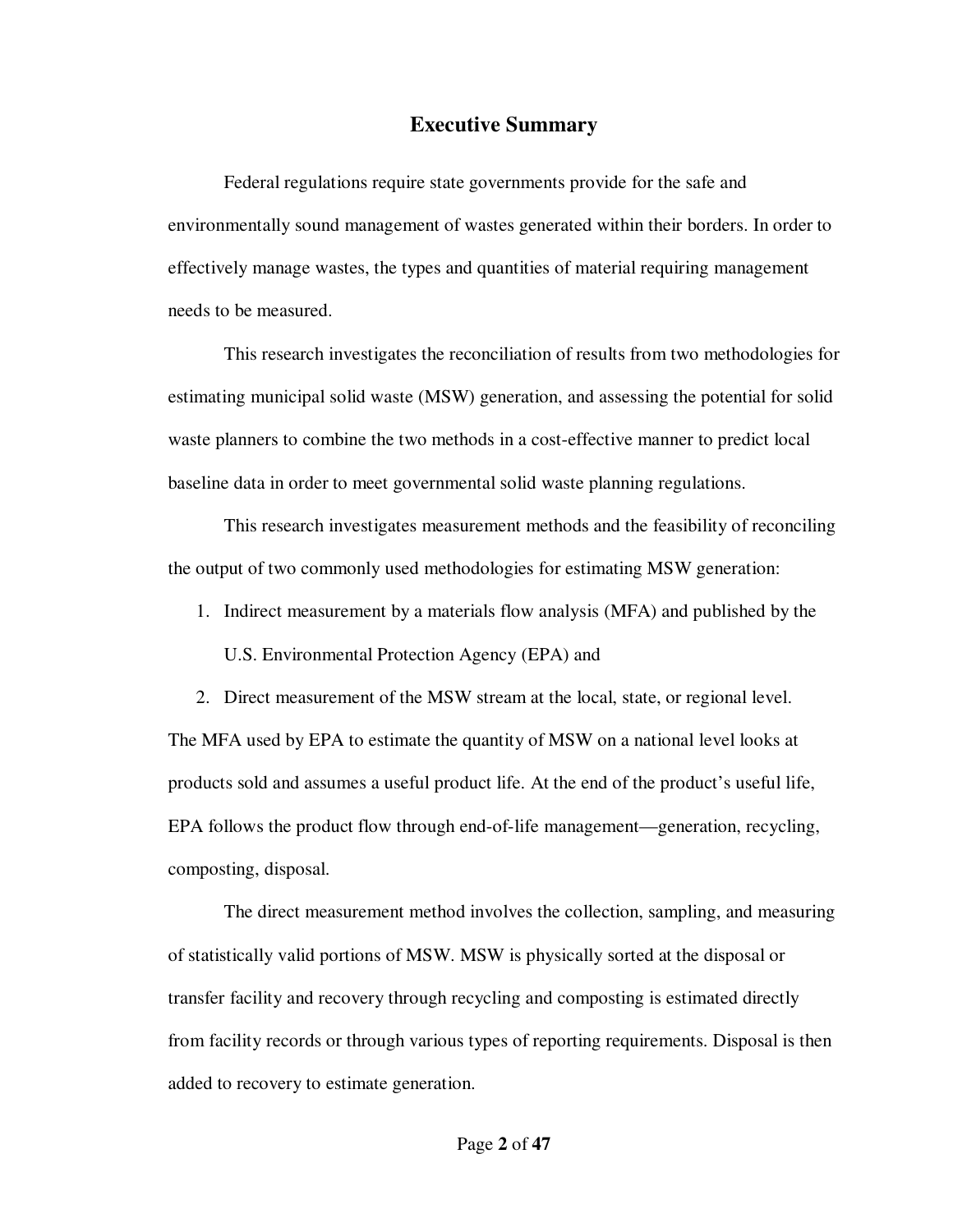## Executive Summary

Federal regulations require state governments provide for the safe and environmentally sound management of wastes generated within their borders. In order to effectively manage wastes, the types and quantities of material requiring management needs to be measured.

This research investigates the reconciliation of results from two methodologies for estimating municipal solid waste (MSW) generation, and assessing the potential for solid waste planners to combine the two methods in a cost-effective manner to predict local baseline data in order to meet governmental solid waste planning regulations.

This research investigates measurement methods and the feasibility of reconciling the output of two commonly used methodologies for estimating MSW generation:

1. Indirect measurement by a materials flow analysis (MFA) and published by the U.S. Environmental Protection Agency (EPA) and
2. Direct measurement of the MSW stream at the local, state, or regional level.

The MFA used by EPA to estimate the quantity of MSW on a national level looks at products sold and assumes a useful product life. At the end of the product's useful life, EPA follows the product flow through end-of-life management—generation, recycling, composting, disposal.

The direct measurement method involves the collection, sampling, and measuring of statistically valid portions of MSW. MSW is physically sorted at the disposal or transfer facility and recovery through recycling and composting is estimated directly from facility records or through various types of reporting requirements. Disposal is then added to recovery to estimate generation.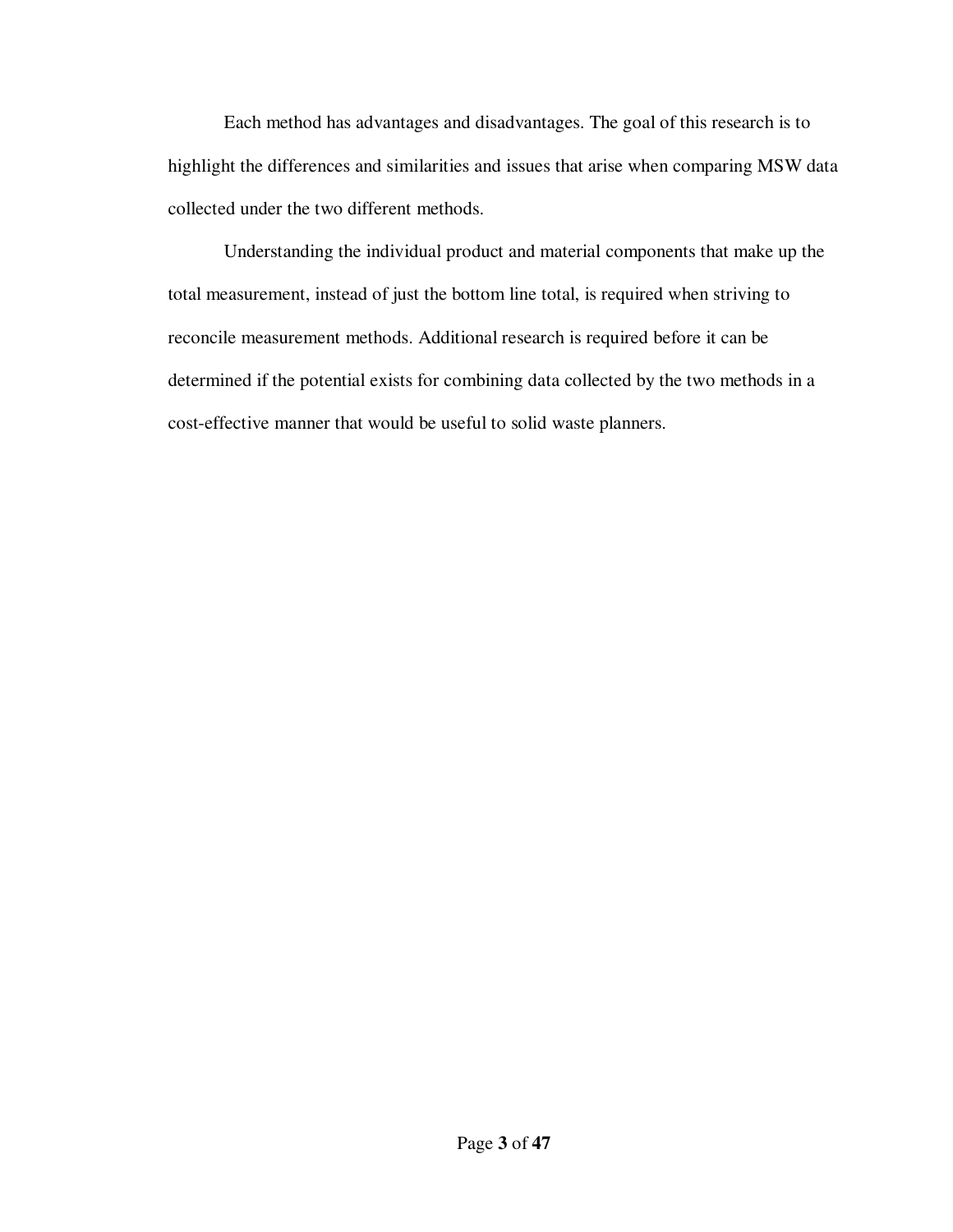Each method has advantages and disadvantages. The goal of this research is to highlight the differences and similarities and issues that arise when comparing MSW data collected under the two different methods.

Understanding the individual product and material components that make up the total measurement, instead of just the bottom line total, is required when striving to reconcile measurement methods. Additional research is required before it can be determined if the potential exists for combining data collected by the two methods in a cost-effective manner that would be useful to solid waste planners.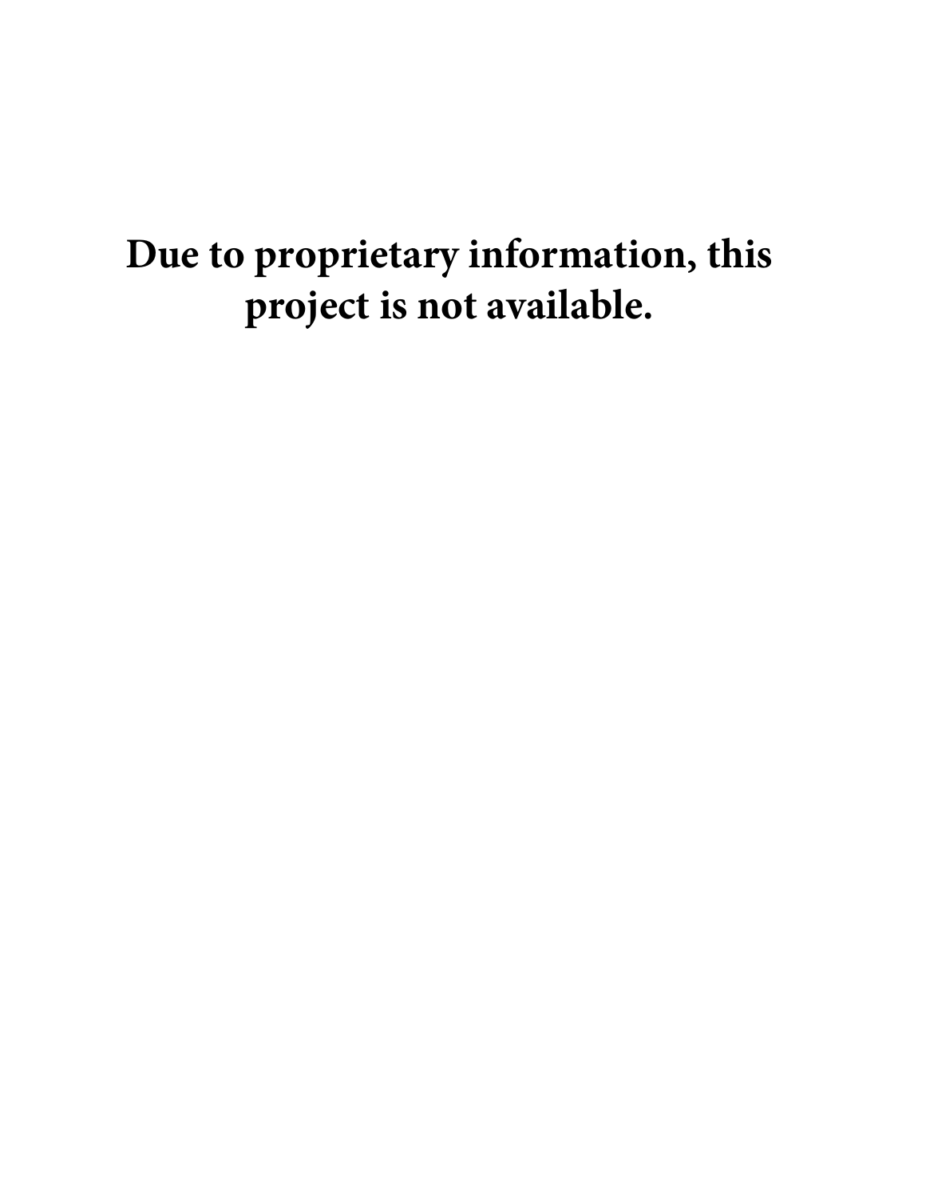**Due to proprietary information, this project is not available.**